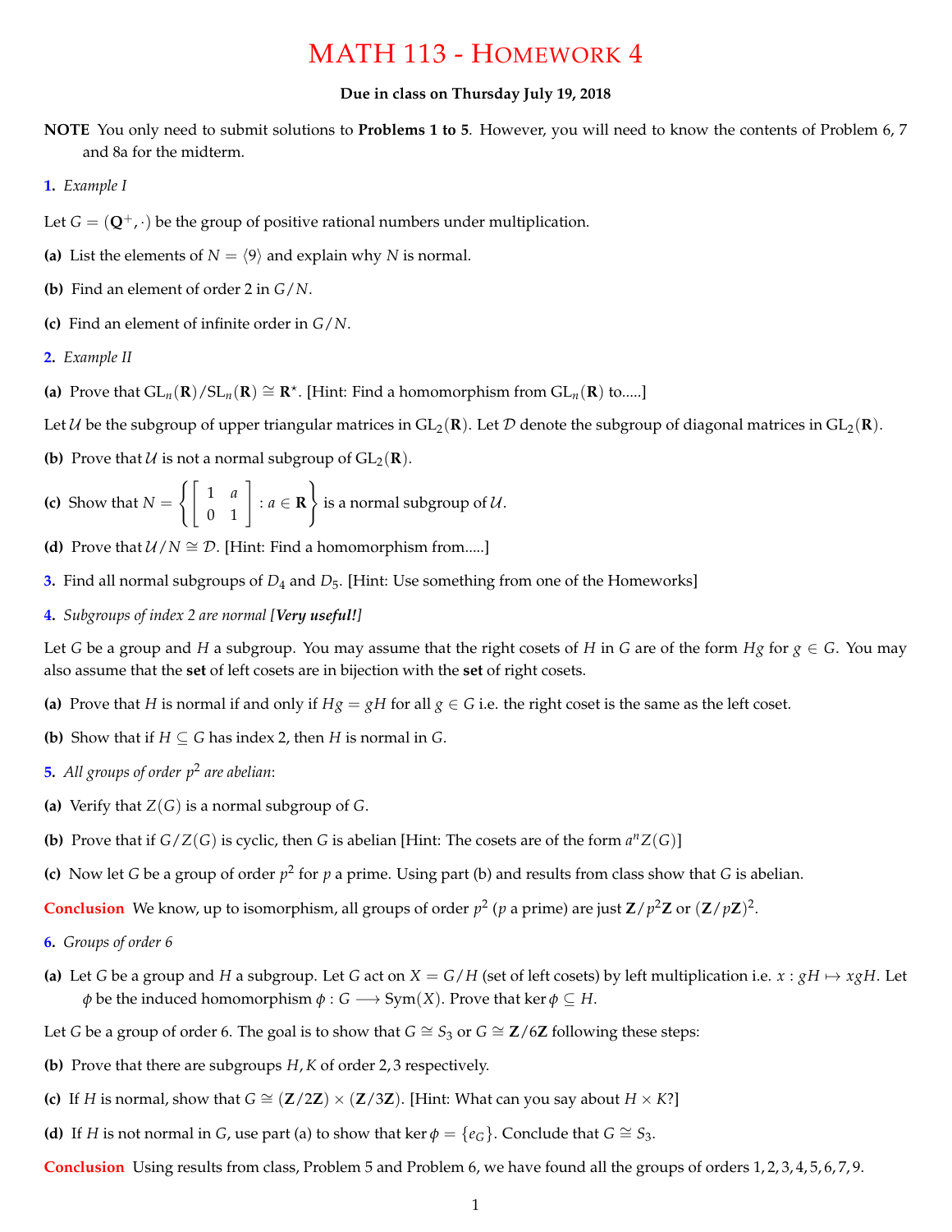# MATH 113 - HOMEWORK 4

**Due in class on Thursday July 19, 2018**

**NOTE** You only need to submit solutions to **Problems 1 to 5**. However, you will need to know the contents of Problem 6, 7 and 8a for the midterm.

**1.** *Example I*

Let $G = (\mathbf{Q}^+, \cdot)$ be the group of positive rational numbers under multiplication.

**(a)** List the elements of $N = \langle 9 \rangle$ and explain why $N$ is normal.

**(b)** Find an element of order 2 in $G/N$.

**(c)** Find an element of infinite order in $G/N$.

**2.** *Example II*

**(a)** Prove that $\mathrm{GL}_n(\mathbf{R})/\mathrm{SL}_n(\mathbf{R}) \cong \mathbf{R}^\star$. [Hint: Find a homomorphism from $\mathrm{GL}_n(\mathbf{R})$ to.....]

Let $\mathcal{U}$ be the subgroup of upper triangular matrices in $\mathrm{GL}_2(\mathbf{R})$. Let $\mathcal{D}$ denote the subgroup of diagonal matrices in $\mathrm{GL}_2(\mathbf{R})$.

**(b)** Prove that $\mathcal{U}$ is not a normal subgroup of $\mathrm{GL}_2(\mathbf{R})$.

**(c)** Show that $N = \left\{ \begin{bmatrix} 1 & a \\ 0 & 1 \end{bmatrix} : a \in \mathbf{R} \right\}$ is a normal subgroup of $\mathcal{U}$.

**(d)** Prove that $\mathcal{U}/N \cong \mathcal{D}$. [Hint: Find a homomorphism from.....]

**3.** Find all normal subgroups of $D_4$ and $D_5$. [Hint: Use something from one of the Homeworks]

**4.** *Subgroups of index 2 are normal [**Very useful!**]*

Let $G$ be a group and $H$ a subgroup. You may assume that the right cosets of $H$ in $G$ are of the form $Hg$ for $g \in G$. You may also assume that the **set** of left cosets are in bijection with the **set** of right cosets.

**(a)** Prove that $H$ is normal if and only if $Hg = gH$ for all $g \in G$ i.e. the right coset is the same as the left coset.

**(b)** Show that if $H \subseteq G$ has index 2, then $H$ is normal in $G$.

**5.** *All groups of order $p^2$ are abelian*:

**(a)** Verify that $Z(G)$ is a normal subgroup of $G$.

**(b)** Prove that if $G/Z(G)$ is cyclic, then $G$ is abelian [Hint: The cosets are of the form $a^n Z(G)$]

**(c)** Now let $G$ be a group of order $p^2$ for $p$ a prime. Using part (b) and results from class show that $G$ is abelian.

**Conclusion** We know, up to isomorphism, all groups of order $p^2$ ($p$ a prime) are just $\mathbf{Z}/p^2\mathbf{Z}$ or $(\mathbf{Z}/p\mathbf{Z})^2$.

**6.** *Groups of order 6*

**(a)** Let $G$ be a group and $H$ a subgroup. Let $G$ act on $X = G/H$ (set of left cosets) by left multiplication i.e. $x : gH \mapsto xgH$. Let $\phi$ be the induced homomorphism $\phi : G \longrightarrow \mathrm{Sym}(X)$. Prove that $\ker \phi \subseteq H$.

Let $G$ be a group of order 6. The goal is to show that $G \cong S_3$ or $G \cong \mathbf{Z}/6\mathbf{Z}$ following these steps:

**(b)** Prove that there are subgroups $H, K$ of order $2, 3$ respectively.

**(c)** If $H$ is normal, show that $G \cong (\mathbf{Z}/2\mathbf{Z}) \times (\mathbf{Z}/3\mathbf{Z})$. [Hint: What can you say about $H \times K$?]

**(d)** If $H$ is not normal in $G$, use part (a) to show that $\ker \phi = \{e_G\}$. Conclude that $G \cong S_3$.

**Conclusion** Using results from class, Problem 5 and Problem 6, we have found all the groups of orders $1, 2, 3, 4, 5, 6, 7, 9$.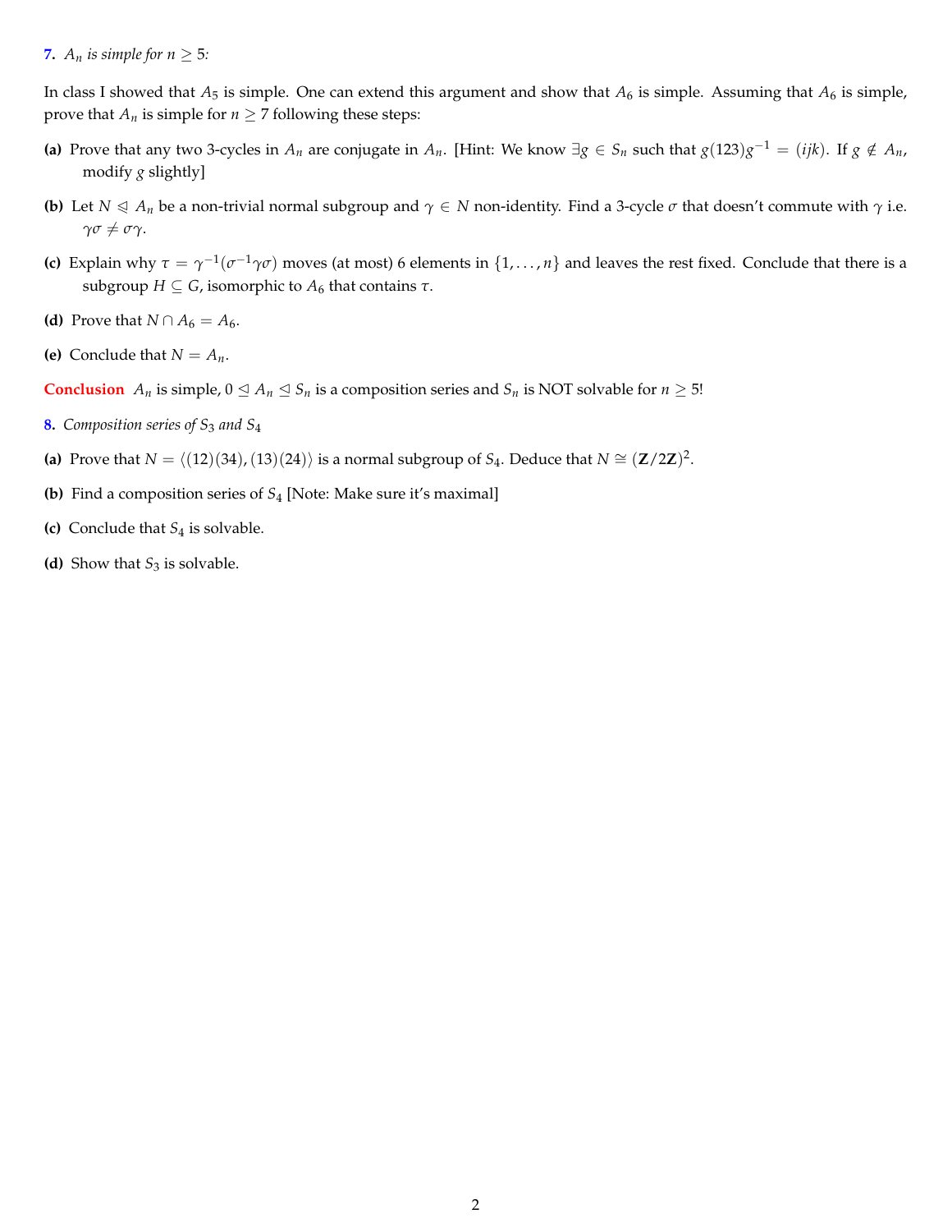**7.** *$A_n$ is simple for $n \geq 5$:*

In class I showed that $A_5$ is simple. One can extend this argument and show that $A_6$ is simple. Assuming that $A_6$ is simple, prove that $A_n$ is simple for $n \geq 7$ following these steps:

**(a)** Prove that any two 3-cycles in $A_n$ are conjugate in $A_n$. [Hint: We know $\exists g \in S_n$ such that $g(123)g^{-1} = (ijk)$. If $g \notin A_n$, modify $g$ slightly]

**(b)** Let $N \trianglelefteq A_n$ be a non-trivial normal subgroup and $\gamma \in N$ non-identity. Find a 3-cycle $\sigma$ that doesn't commute with $\gamma$ i.e. $\gamma\sigma \neq \sigma\gamma$.

**(c)** Explain why $\tau = \gamma^{-1}(\sigma^{-1}\gamma\sigma)$ moves (at most) 6 elements in $\{1, \ldots, n\}$ and leaves the rest fixed. Conclude that there is a subgroup $H \subseteq G$, isomorphic to $A_6$ that contains $\tau$.

**(d)** Prove that $N \cap A_6 = A_6$.

**(e)** Conclude that $N = A_n$.

**Conclusion** $A_n$ is simple, $0 \trianglelefteq A_n \trianglelefteq S_n$ is a composition series and $S_n$ is NOT solvable for $n \geq 5$!

**8.** *Composition series of $S_3$ and $S_4$*

**(a)** Prove that $N = \langle (12)(34), (13)(24) \rangle$ is a normal subgroup of $S_4$. Deduce that $N \cong (\mathbf{Z}/2\mathbf{Z})^2$.

**(b)** Find a composition series of $S_4$ [Note: Make sure it's maximal]

**(c)** Conclude that $S_4$ is solvable.

**(d)** Show that $S_3$ is solvable.